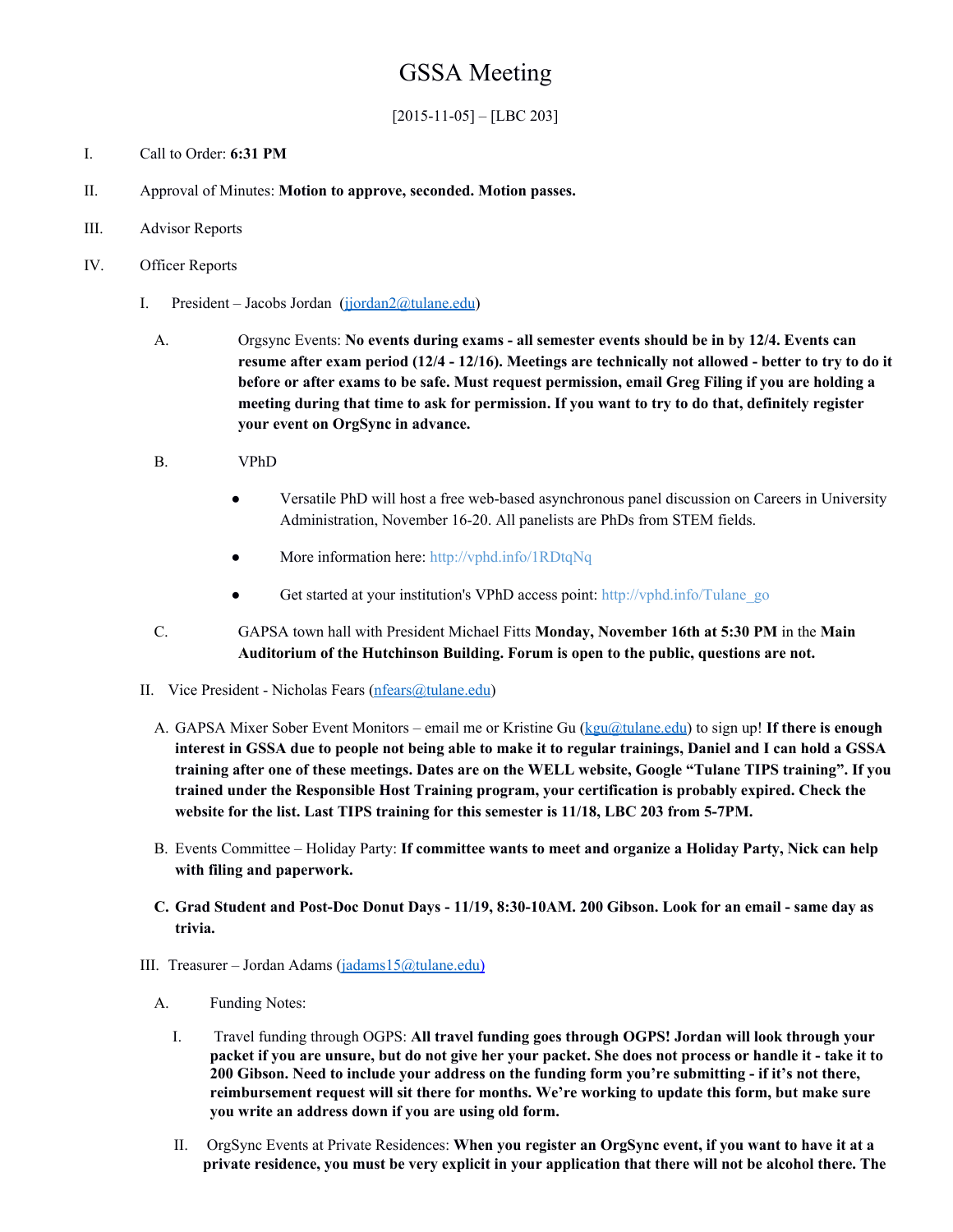# GSSA Meeting

[2015-11-05] – [LBC 203]

I. Call to Order: **6:31 PM**

II. Approval of Minutes: **Motion to approve, seconded. Motion passes.**

III. Advisor Reports

IV. Officer Reports

   I. President – Jacobs Jordan (jjordan2@tulane.edu)

      A. Orgsync Events: **No events during exams - all semester events should be in by 12/4. Events can resume after exam period (12/4 - 12/16). Meetings are technically not allowed - better to try to do it before or after exams to be safe. Must request permission, email Greg Filing if you are holding a meeting during that time to ask for permission. If you want to try to do that, definitely register your event on OrgSync in advance.**

      B. VPhD

         - Versatile PhD will host a free web-based asynchronous panel discussion on Careers in University Administration, November 16-20. All panelists are PhDs from STEM fields.
         - More information here: http://vphd.info/1RDtqNq
         - Get started at your institution's VPhD access point: http://vphd.info/Tulane_go

      C. GAPSA town hall with President Michael Fitts **Monday, November 16th at 5:30 PM** in the **Main Auditorium of the Hutchinson Building. Forum is open to the public, questions are not.**

   II. Vice President - Nicholas Fears (nfears@tulane.edu)

      A. GAPSA Mixer Sober Event Monitors – email me or Kristine Gu (kgu@tulane.edu) to sign up! **If there is enough interest in GSSA due to people not being able to make it to regular trainings, Daniel and I can hold a GSSA training after one of these meetings. Dates are on the WELL website, Google "Tulane TIPS training". If you trained under the Responsible Host Training program, your certification is probably expired. Check the website for the list. Last TIPS training for this semester is 11/18, LBC 203 from 5-7PM.**

      B. Events Committee – Holiday Party: **If committee wants to meet and organize a Holiday Party, Nick can help with filing and paperwork.**

      **C. Grad Student and Post-Doc Donut Days - 11/19, 8:30-10AM. 200 Gibson. Look for an email - same day as trivia.**

   III. Treasurer – Jordan Adams (jadams15@tulane.edu)

      A. Funding Notes:

         I. Travel funding through OGPS: **All travel funding goes through OGPS! Jordan will look through your packet if you are unsure, but do not give her your packet. She does not process or handle it - take it to 200 Gibson. Need to include your address on the funding form you're submitting - if it's not there, reimbursement request will sit there for months. We're working to update this form, but make sure you write an address down if you are using old form.**

         II. OrgSync Events at Private Residences: **When you register an OrgSync event, if you want to have it at a private residence, you must be very explicit in your application that there will not be alcohol there. The**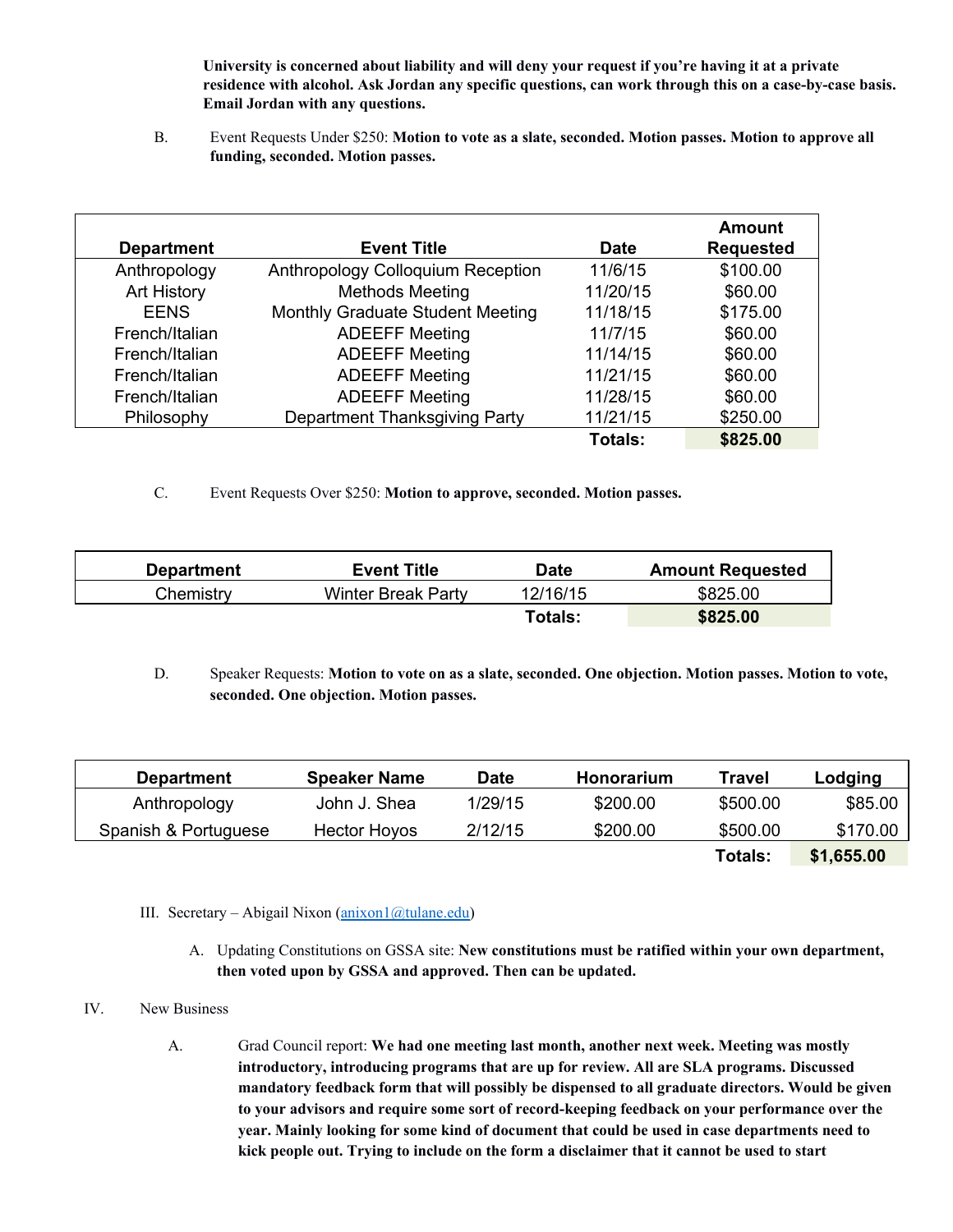**University is concerned about liability and will deny your request if you're having it at a private residence with alcohol. Ask Jordan any specific questions, can work through this on a case-by-case basis. Email Jordan with any questions.**

B. Event Requests Under $250: **Motion to vote as a slate, seconded. Motion passes. Motion to approve all funding, seconded. Motion passes.**

| Department | Event Title | Date | Amount Requested |
|---|---|---|---|
| Anthropology | Anthropology Colloquium Reception | 11/6/15 | $100.00 |
| Art History | Methods Meeting | 11/20/15 | $60.00 |
| EENS | Monthly Graduate Student Meeting | 11/18/15 | $175.00 |
| French/Italian | ADEEFF Meeting | 11/7/15 | $60.00 |
| French/Italian | ADEEFF Meeting | 11/14/15 | $60.00 |
| French/Italian | ADEEFF Meeting | 11/21/15 | $60.00 |
| French/Italian | ADEEFF Meeting | 11/28/15 | $60.00 |
| Philosophy | Department Thanksgiving Party | 11/21/15 | $250.00 |
| | | **Totals:** | **$825.00** |

C. Event Requests Over $250: **Motion to approve, seconded. Motion passes.**

| Department | Event Title | Date | Amount Requested |
|---|---|---|---|
| Chemistry | Winter Break Party | 12/16/15 | $825.00 |
| | | **Totals:** | **$825.00** |

D. Speaker Requests: **Motion to vote on as a slate, seconded. One objection. Motion passes. Motion to vote, seconded. One objection. Motion passes.**

| Department | Speaker Name | Date | Honorarium | Travel | Lodging |
|---|---|---|---|---|---|
| Anthropology | John J. Shea | 1/29/15 | $200.00 | $500.00 | $85.00 |
| Spanish & Portuguese | Hector Hoyos | 2/12/15 | $200.00 | $500.00 | $170.00 |
| | | | | **Totals:** | **$1,655.00** |

III. Secretary – Abigail Nixon (anixon1@tulane.edu)

A. Updating Constitutions on GSSA site: **New constitutions must be ratified within your own department, then voted upon by GSSA and approved. Then can be updated.**

IV. New Business

A. Grad Council report: **We had one meeting last month, another next week. Meeting was mostly introductory, introducing programs that are up for review. All are SLA programs. Discussed mandatory feedback form that will possibly be dispensed to all graduate directors. Would be given to your advisors and require some sort of record-keeping feedback on your performance over the year. Mainly looking for some kind of document that could be used in case departments need to kick people out. Trying to include on the form a disclaimer that it cannot be used to start**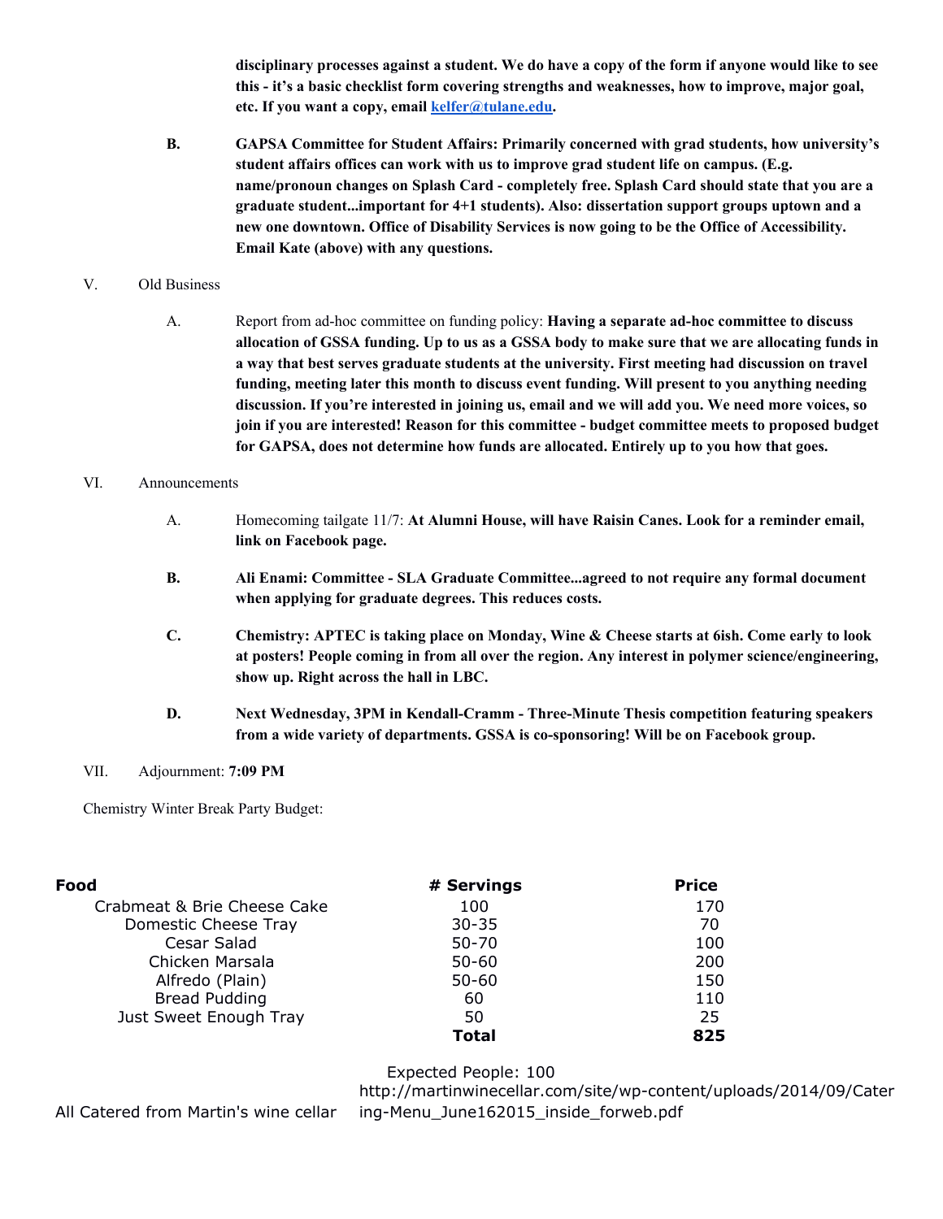**disciplinary processes against a student. We do have a copy of the form if anyone would like to see this - it's a basic checklist form covering strengths and weaknesses, how to improve, major goal, etc. If you want a copy, email [kelfer@tulane.edu](mailto:kelfer@tulane.edu).**

**B. GAPSA Committee for Student Affairs: Primarily concerned with grad students, how university's student affairs offices can work with us to improve grad student life on campus. (E.g. name/pronoun changes on Splash Card - completely free. Splash Card should state that you are a graduate student...important for 4+1 students). Also: dissertation support groups uptown and a new one downtown. Office of Disability Services is now going to be the Office of Accessibility. Email Kate (above) with any questions.**

V. Old Business

A. Report from ad-hoc committee on funding policy: **Having a separate ad-hoc committee to discuss allocation of GSSA funding. Up to us as a GSSA body to make sure that we are allocating funds in a way that best serves graduate students at the university. First meeting had discussion on travel funding, meeting later this month to discuss event funding. Will present to you anything needing discussion. If you're interested in joining us, email and we will add you. We need more voices, so join if you are interested! Reason for this committee - budget committee meets to proposed budget for GAPSA, does not determine how funds are allocated. Entirely up to you how that goes.**

VI. Announcements

A. Homecoming tailgate 11/7: **At Alumni House, will have Raisin Canes. Look for a reminder email, link on Facebook page.**

**B. Ali Enami: Committee - SLA Graduate Committee...agreed to not require any formal document when applying for graduate degrees. This reduces costs.**

**C. Chemistry: APTEC is taking place on Monday, Wine & Cheese starts at 6ish. Come early to look at posters! People coming in from all over the region. Any interest in polymer science/engineering, show up. Right across the hall in LBC.**

**D. Next Wednesday, 3PM in Kendall-Cramm - Three-Minute Thesis competition featuring speakers from a wide variety of departments. GSSA is co-sponsoring! Will be on Facebook group.**

VII. Adjournment: **7:09 PM**

Chemistry Winter Break Party Budget:

| **Food** | **# Servings** | **Price** |
|---|---|---|
| Crabmeat & Brie Cheese Cake | 100 | 170 |
| Domestic Cheese Tray | 30-35 | 70 |
| Cesar Salad | 50-70 | 100 |
| Chicken Marsala | 50-60 | 200 |
| Alfredo (Plain) | 50-60 | 150 |
| Bread Pudding | 60 | 110 |
| Just Sweet Enough Tray | 50 | 25 |
| | **Total** | **825** |

Expected People: 100

All Catered from Martin's wine cellar http://martinwinecellar.com/site/wp-content/uploads/2014/09/Catering-Menu_June162015_inside_forweb.pdf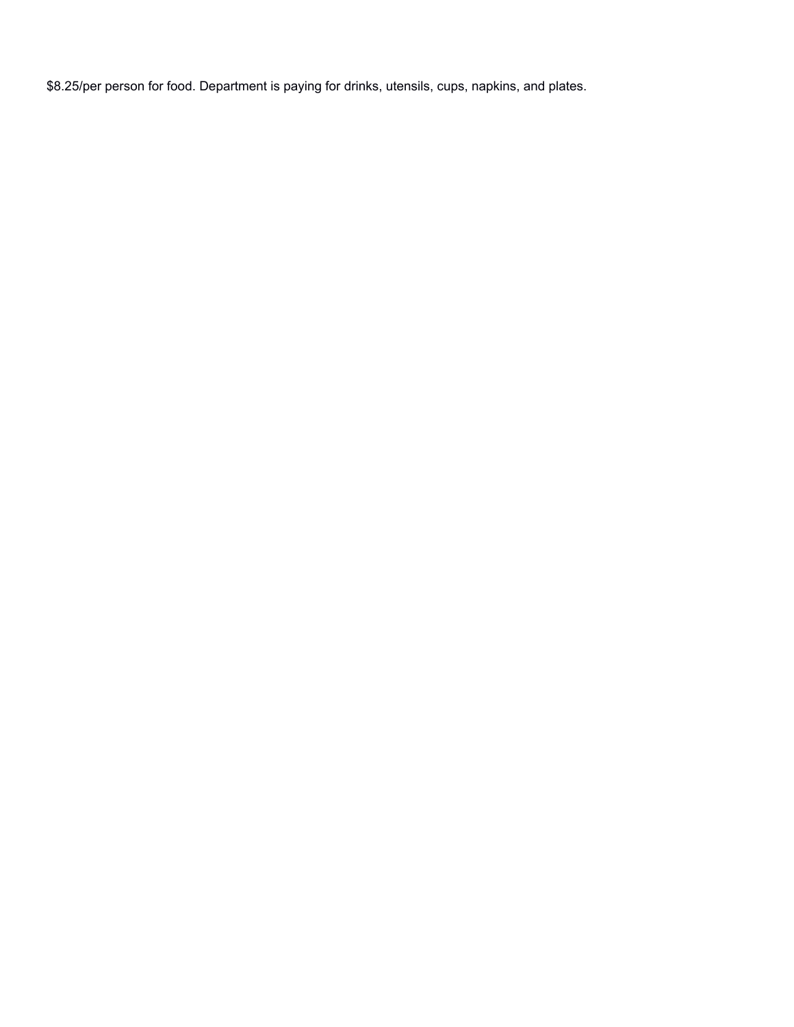$8.25/per person for food. Department is paying for drinks, utensils, cups, napkins, and plates.